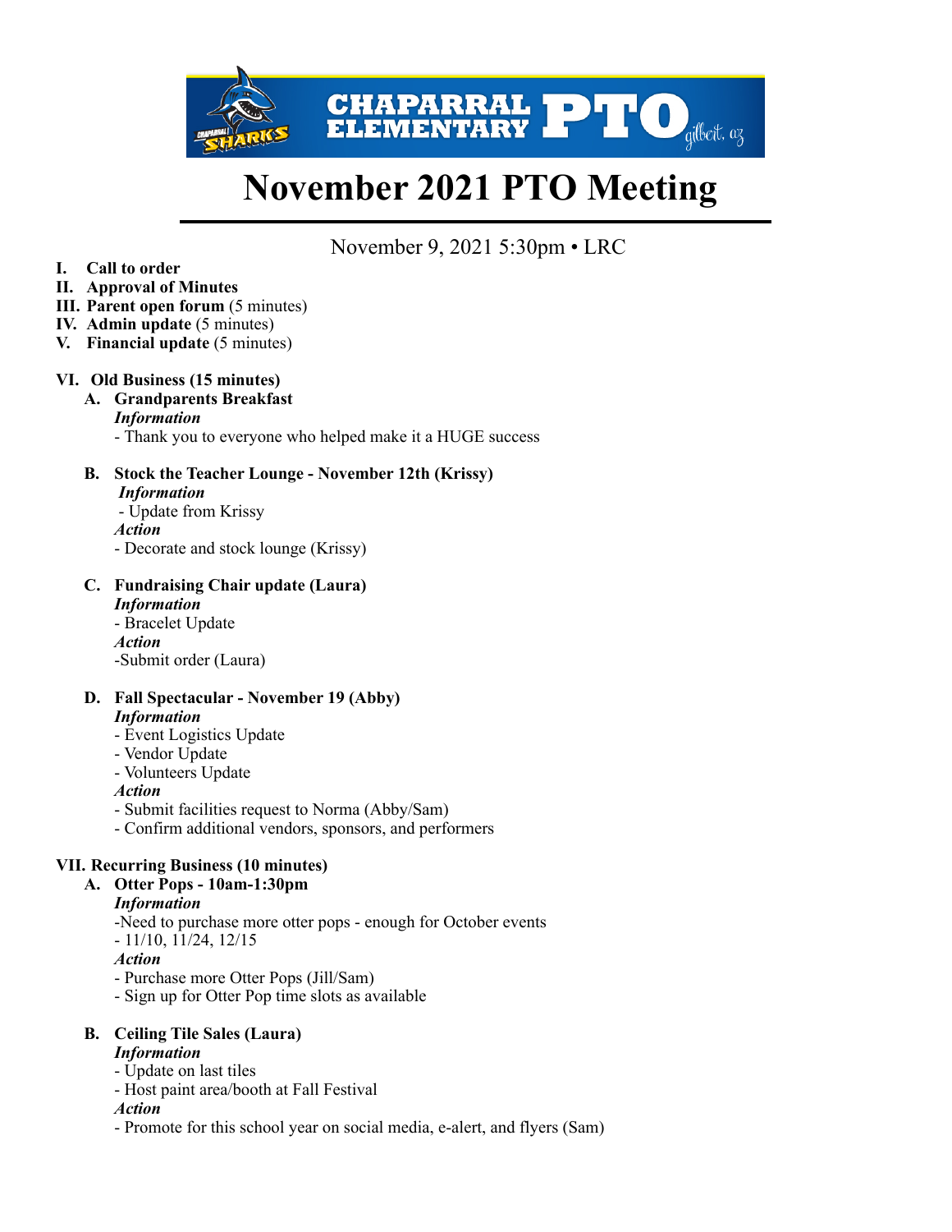# November 2021 PTO Meeting

November 9, 2021 5:30pm • LRC

I. **Call to order**
II. **Approval of Minutes**
III. **Parent open forum** (5 minutes)
IV. **Admin update** (5 minutes)
V. **Financial update** (5 minutes)

VI. **Old Business (15 minutes)**

A. **Grandparents Breakfast**

***Information***

- Thank you to everyone who helped make it a HUGE success

B. **Stock the Teacher Lounge - November 12th (Krissy)**

***Information***

- Update from Krissy

***Action***

- Decorate and stock lounge (Krissy)

C. **Fundraising Chair update (Laura)**

***Information***

- Bracelet Update

***Action***

-Submit order (Laura)

D. **Fall Spectacular - November 19 (Abby)**

***Information***

- Event Logistics Update
- Vendor Update
- Volunteers Update

***Action***

- Submit facilities request to Norma (Abby/Sam)
- Confirm additional vendors, sponsors, and performers

VII. **Recurring Business (10 minutes)**

A. **Otter Pops - 10am-1:30pm**

***Information***

-Need to purchase more otter pops - enough for October events
- 11/10, 11/24, 12/15

***Action***

- Purchase more Otter Pops (Jill/Sam)
- Sign up for Otter Pop time slots as available

B. **Ceiling Tile Sales (Laura)**

***Information***

- Update on last tiles
- Host paint area/booth at Fall Festival

***Action***

- Promote for this school year on social media, e-alert, and flyers (Sam)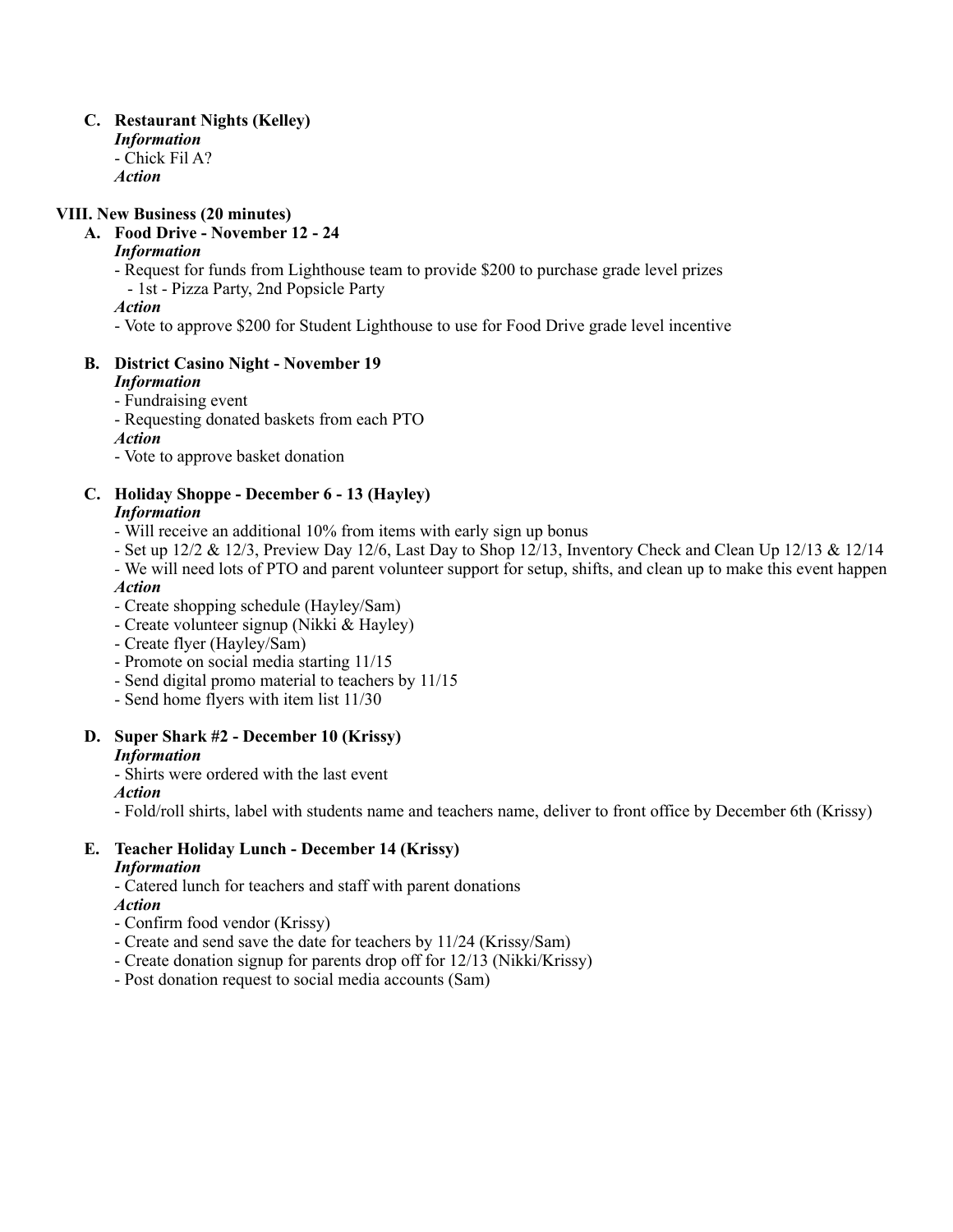**C. Restaurant Nights (Kelley)**

***Information***

- Chick Fil A?

***Action***

## VIII. New Business (20 minutes)

**A. Food Drive - November 12 - 24**

***Information***

- Request for funds from Lighthouse team to provide $200 to purchase grade level prizes
  - 1st - Pizza Party, 2nd Popsicle Party

***Action***

- Vote to approve $200 for Student Lighthouse to use for Food Drive grade level incentive

**B. District Casino Night - November 19**

***Information***

- Fundraising event
- Requesting donated baskets from each PTO

***Action***

- Vote to approve basket donation

**C. Holiday Shoppe - December 6 - 13 (Hayley)**

***Information***

- Will receive an additional 10% from items with early sign up bonus
- Set up 12/2 & 12/3, Preview Day 12/6, Last Day to Shop 12/13, Inventory Check and Clean Up 12/13 & 12/14
- We will need lots of PTO and parent volunteer support for setup, shifts, and clean up to make this event happen

***Action***

- Create shopping schedule (Hayley/Sam)
- Create volunteer signup (Nikki & Hayley)
- Create flyer (Hayley/Sam)
- Promote on social media starting 11/15
- Send digital promo material to teachers by 11/15
- Send home flyers with item list 11/30

**D. Super Shark #2 - December 10 (Krissy)**

***Information***

- Shirts were ordered with the last event

***Action***

- Fold/roll shirts, label with students name and teachers name, deliver to front office by December 6th (Krissy)

**E. Teacher Holiday Lunch - December 14 (Krissy)**

***Information***

- Catered lunch for teachers and staff with parent donations

***Action***

- Confirm food vendor (Krissy)
- Create and send save the date for teachers by 11/24 (Krissy/Sam)
- Create donation signup for parents drop off for 12/13 (Nikki/Krissy)
- Post donation request to social media accounts (Sam)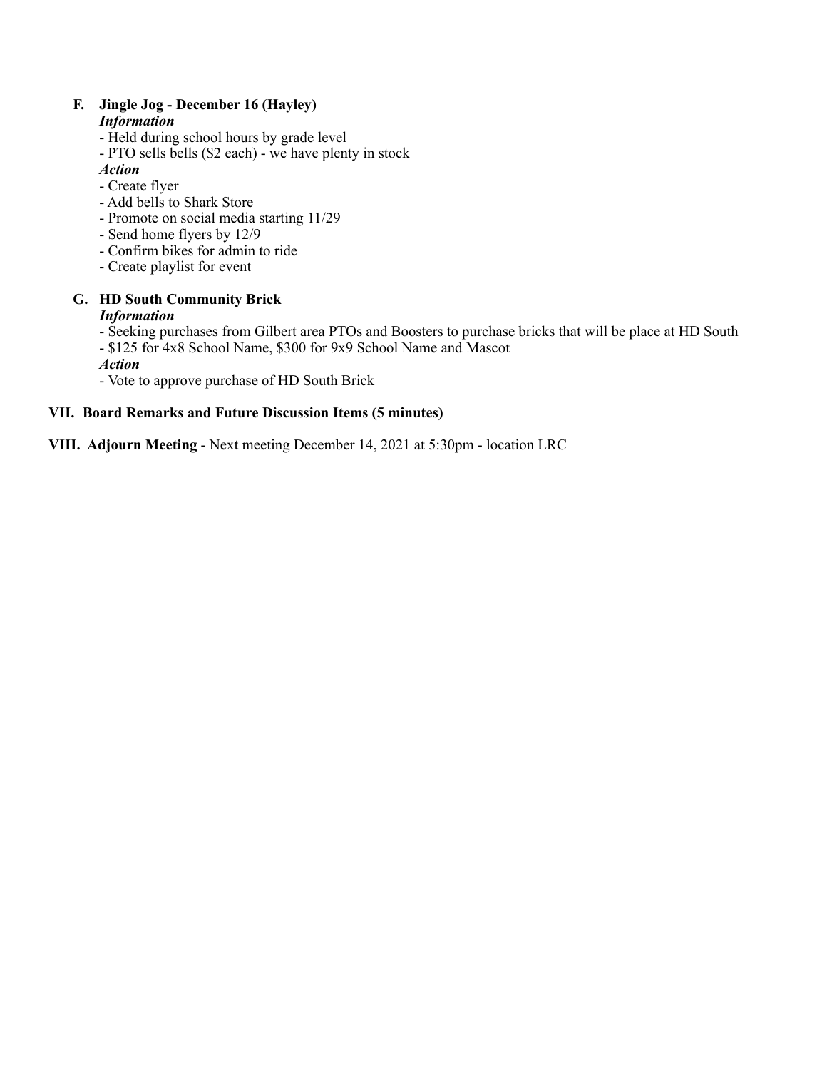**F. Jingle Jog - December 16 (Hayley)**

***Information***

- Held during school hours by grade level
- PTO sells bells ($2 each) - we have plenty in stock

***Action***

- Create flyer
- Add bells to Shark Store
- Promote on social media starting 11/29
- Send home flyers by 12/9
- Confirm bikes for admin to ride
- Create playlist for event

**G. HD South Community Brick**

***Information***

- Seeking purchases from Gilbert area PTOs and Boosters to purchase bricks that will be place at HD South
- $125 for 4x8 School Name, $300 for 9x9 School Name and Mascot

***Action***

- Vote to approve purchase of HD South Brick

**VII. Board Remarks and Future Discussion Items (5 minutes)**

**VIII. Adjourn Meeting** - Next meeting December 14, 2021 at 5:30pm - location LRC